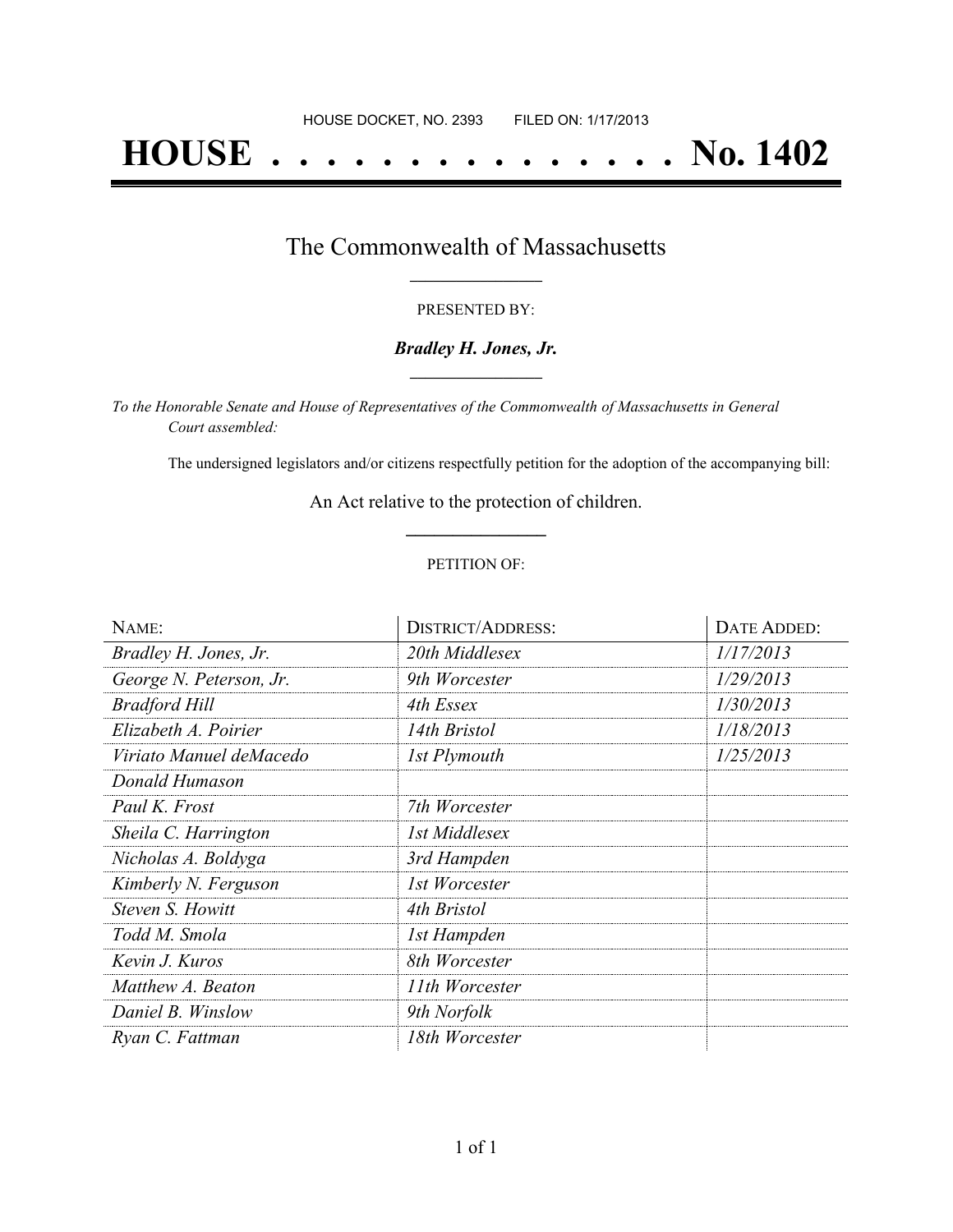HOUSE DOCKET, NO. 2393 FILED ON: 1/17/2013

# HOUSE . . . . . . . . . . . . . . . No. 1402

## The Commonwealth of Massachusetts

PRESENTED BY:

***Bradley H. Jones, Jr.***

*To the Honorable Senate and House of Representatives of the Commonwealth of Massachusetts in General Court assembled:*

The undersigned legislators and/or citizens respectfully petition for the adoption of the accompanying bill:

An Act relative to the protection of children.

PETITION OF:

| NAME: | DISTRICT/ADDRESS: | DATE ADDED: |
|---|---|---|
| *Bradley H. Jones, Jr.* | *20th Middlesex* | *1/17/2013* |
| *George N. Peterson, Jr.* | *9th Worcester* | *1/29/2013* |
| *Bradford Hill* | *4th Essex* | *1/30/2013* |
| *Elizabeth A. Poirier* | *14th Bristol* | *1/18/2013* |
| *Viriato Manuel deMacedo* | *1st Plymouth* | *1/25/2013* |
| *Donald Humason* | | |
| *Paul K. Frost* | *7th Worcester* | |
| *Sheila C. Harrington* | *1st Middlesex* | |
| *Nicholas A. Boldyga* | *3rd Hampden* | |
| *Kimberly N. Ferguson* | *1st Worcester* | |
| *Steven S. Howitt* | *4th Bristol* | |
| *Todd M. Smola* | *1st Hampden* | |
| *Kevin J. Kuros* | *8th Worcester* | |
| *Matthew A. Beaton* | *11th Worcester* | |
| *Daniel B. Winslow* | *9th Norfolk* | |
| *Ryan C. Fattman* | *18th Worcester* | |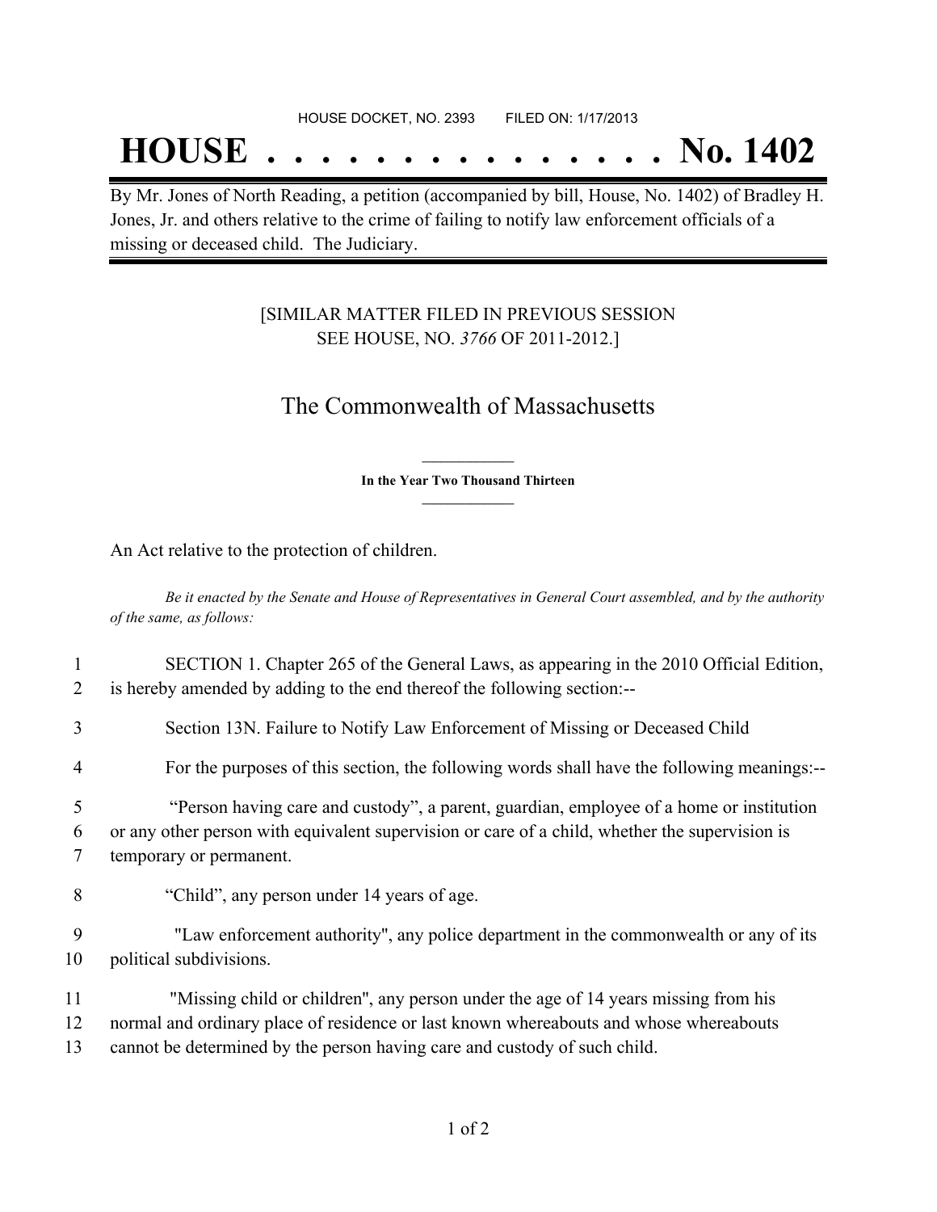HOUSE DOCKET, NO. 2393 FILED ON: 1/17/2013

# HOUSE . . . . . . . . . . . . . . . No. 1402

By Mr. Jones of North Reading, a petition (accompanied by bill, House, No. 1402) of Bradley H. Jones, Jr. and others relative to the crime of failing to notify law enforcement officials of a missing or deceased child. The Judiciary.

[SIMILAR MATTER FILED IN PREVIOUS SESSION
SEE HOUSE, NO. *3766* OF 2011-2012.]

## The Commonwealth of Massachusetts

**In the Year Two Thousand Thirteen**

An Act relative to the protection of children.

*Be it enacted by the Senate and House of Representatives in General Court assembled, and by the authority of the same, as follows:*

1 SECTION 1. Chapter 265 of the General Laws, as appearing in the 2010 Official Edition,
2 is hereby amended by adding to the end thereof the following section:--

3 Section 13N. Failure to Notify Law Enforcement of Missing or Deceased Child

4 For the purposes of this section, the following words shall have the following meanings:--

5 "Person having care and custody", a parent, guardian, employee of a home or institution
6 or any other person with equivalent supervision or care of a child, whether the supervision is
7 temporary or permanent.

8 "Child", any person under 14 years of age.

9 "Law enforcement authority", any police department in the commonwealth or any of its
10 political subdivisions.

11 "Missing child or children", any person under the age of 14 years missing from his
12 normal and ordinary place of residence or last known whereabouts and whose whereabouts
13 cannot be determined by the person having care and custody of such child.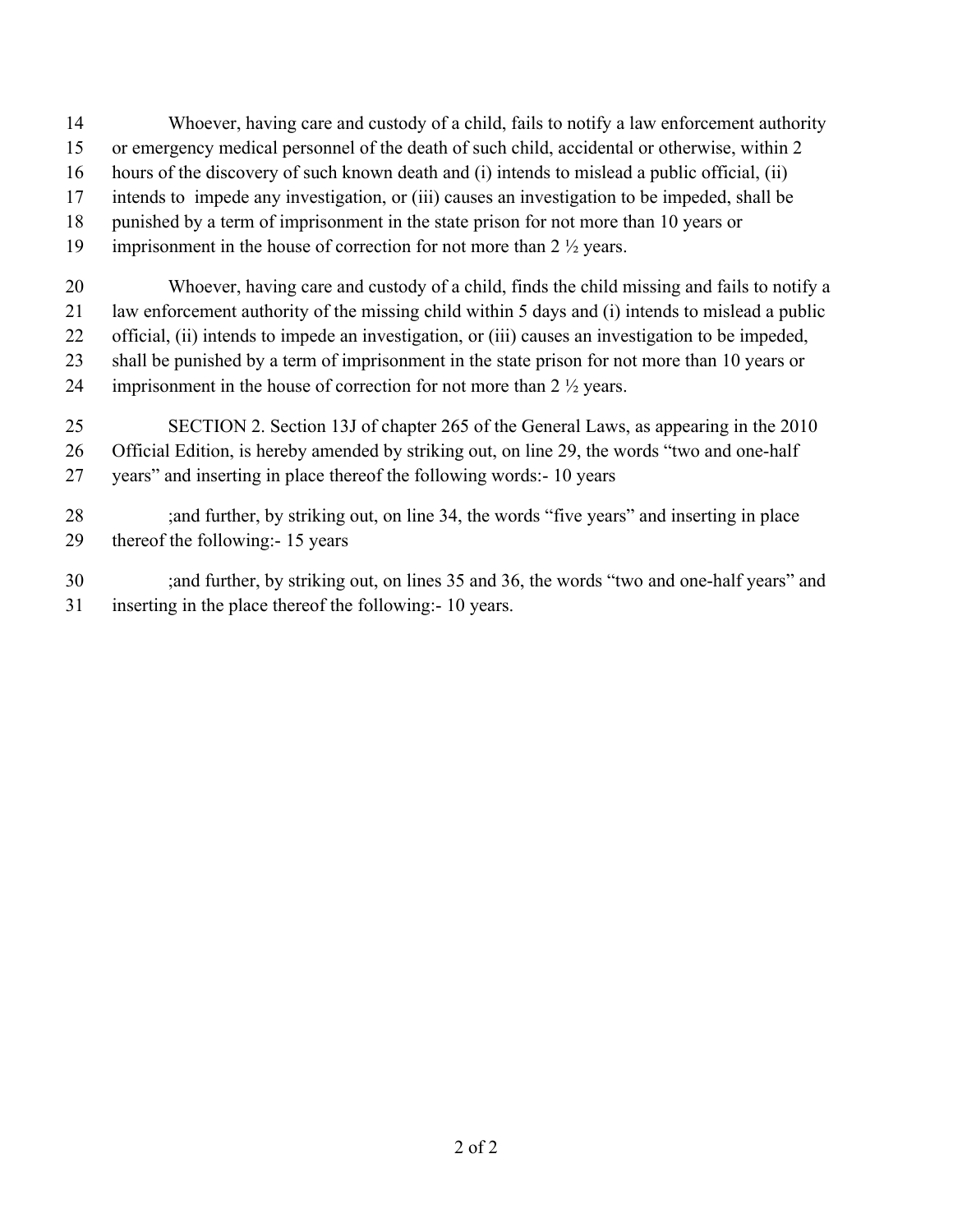Whoever, having care and custody of a child, fails to notify a law enforcement authority or emergency medical personnel of the death of such child, accidental or otherwise, within 2 hours of the discovery of such known death and (i) intends to mislead a public official, (ii) intends to impede any investigation, or (iii) causes an investigation to be impeded, shall be punished by a term of imprisonment in the state prison for not more than 10 years or imprisonment in the house of correction for not more than 2 ½ years.

Whoever, having care and custody of a child, finds the child missing and fails to notify a law enforcement authority of the missing child within 5 days and (i) intends to mislead a public official, (ii) intends to impede an investigation, or (iii) causes an investigation to be impeded, shall be punished by a term of imprisonment in the state prison for not more than 10 years or imprisonment in the house of correction for not more than 2 ½ years.

SECTION 2. Section 13J of chapter 265 of the General Laws, as appearing in the 2010 Official Edition, is hereby amended by striking out, on line 29, the words "two and one-half years" and inserting in place thereof the following words:- 10 years

;and further, by striking out, on line 34, the words "five years" and inserting in place thereof the following:- 15 years

;and further, by striking out, on lines 35 and 36, the words "two and one-half years" and inserting in the place thereof the following:- 10 years.